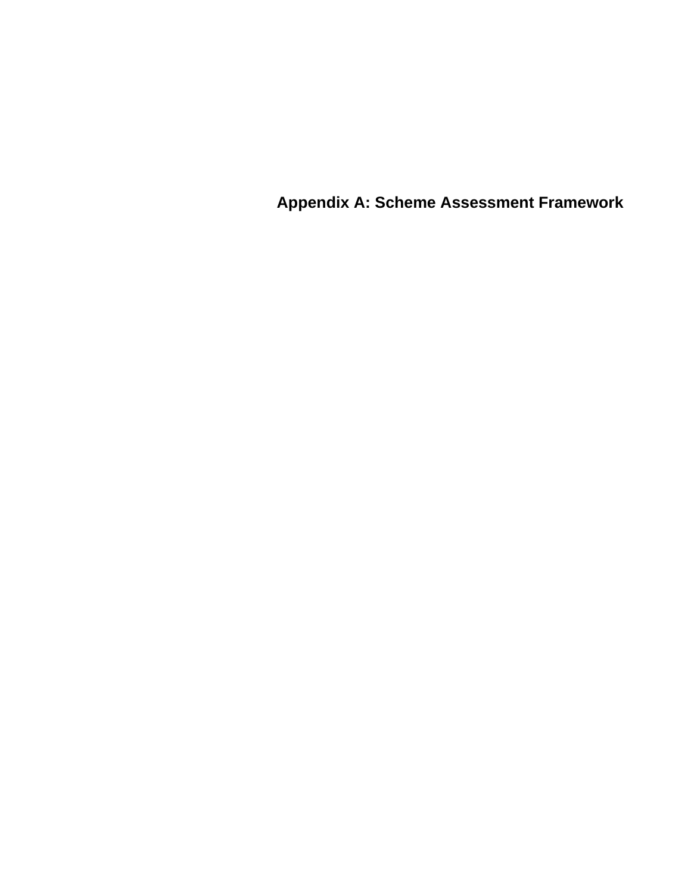# Appendix A: Scheme Assessment Framework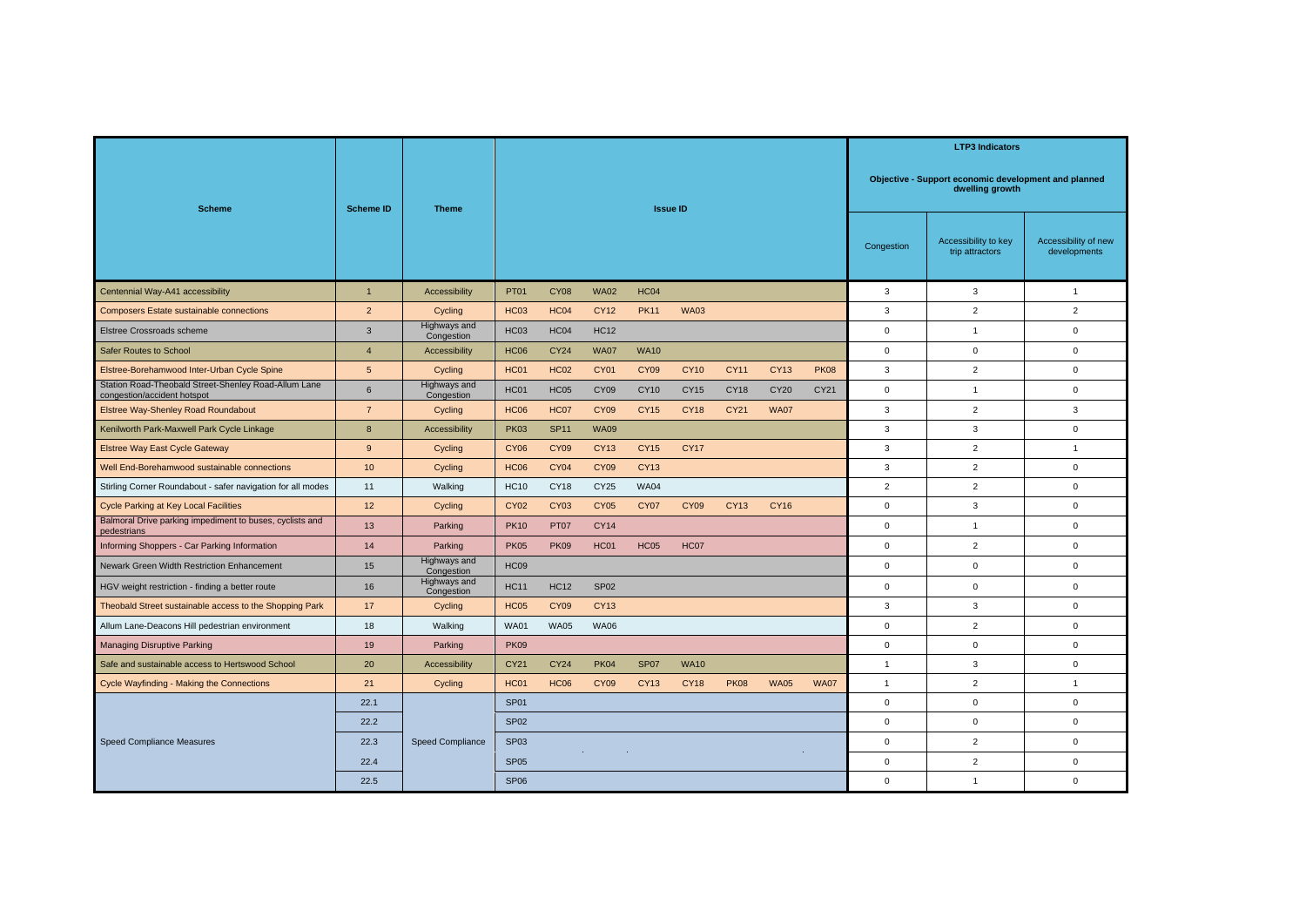| Scheme | Scheme ID | Theme | Issue ID | | | | | | | | LTP3 Indicators<br>Objective - Support economic development and planned dwelling growth | | |
|---|---|---|---|---|---|---|---|---|---|---|---|---|---|
| | | | | | | | | | | | Congestion | Accessibility to key trip attractors | Accessibility of new developments |
| Centennial Way-A41 accessibility | 1 | Accessibility | PT01 | CY08 | WA02 | HC04 | | | | | 3 | 3 | 1 |
| Composers Estate sustainable connections | 2 | Cycling | HC03 | HC04 | CY12 | PK11 | WA03 | | | | 3 | 2 | 2 |
| Elstree Crossroads scheme | 3 | Highways and Congestion | HC03 | HC04 | HC12 | | | | | | 0 | 1 | 0 |
| Safer Routes to School | 4 | Accessibility | HC06 | CY24 | WA07 | WA10 | | | | | 0 | 0 | 0 |
| Elstree-Borehamwood Inter-Urban Cycle Spine | 5 | Cycling | HC01 | HC02 | CY01 | CY09 | CY10 | CY11 | CY13 | PK08 | 3 | 2 | 0 |
| Station Road-Theobald Street-Shenley Road-Allum Lane congestion/accident hotspot | 6 | Highways and Congestion | HC01 | HC05 | CY09 | CY10 | CY15 | CY18 | CY20 | CY21 | 0 | 1 | 0 |
| Elstree Way-Shenley Road Roundabout | 7 | Cycling | HC06 | HC07 | CY09 | CY15 | CY18 | CY21 | WA07 | | 3 | 2 | 3 |
| Kenilworth Park-Maxwell Park Cycle Linkage | 8 | Accessibility | PK03 | SP11 | WA09 | | | | | | 3 | 3 | 0 |
| Elstree Way East Cycle Gateway | 9 | Cycling | CY06 | CY09 | CY13 | CY15 | CY17 | | | | 3 | 2 | 1 |
| Well End-Borehamwood sustainable connections | 10 | Cycling | HC06 | CY04 | CY09 | CY13 | | | | | 3 | 2 | 0 |
| Stirling Corner Roundabout - safer navigation for all modes | 11 | Walking | HC10 | CY18 | CY25 | WA04 | | | | | 2 | 2 | 0 |
| Cycle Parking at Key Local Facilities | 12 | Cycling | CY02 | CY03 | CY05 | CY07 | CY09 | CY13 | CY16 | | 0 | 3 | 0 |
| Balmoral Drive parking impediment to buses, cyclists and pedestrians | 13 | Parking | PK10 | PT07 | CY14 | | | | | | 0 | 1 | 0 |
| Informing Shoppers - Car Parking Information | 14 | Parking | PK05 | PK09 | HC01 | HC05 | HC07 | | | | 0 | 2 | 0 |
| Newark Green Width Restriction Enhancement | 15 | Highways and Congestion | HC09 | | | | | | | | 0 | 0 | 0 |
| HGV weight restriction - finding a better route | 16 | Highways and Congestion | HC11 | HC12 | SP02 | | | | | | 0 | 0 | 0 |
| Theobald Street sustainable access to the Shopping Park | 17 | Cycling | HC05 | CY09 | CY13 | | | | | | 3 | 3 | 0 |
| Allum Lane-Deacons Hill pedestrian environment | 18 | Walking | WA01 | WA05 | WA06 | | | | | | 0 | 2 | 0 |
| Managing Disruptive Parking | 19 | Parking | PK09 | | | | | | | | 0 | 0 | 0 |
| Safe and sustainable access to Hertswood School | 20 | Accessibility | CY21 | CY24 | PK04 | SP07 | WA10 | | | | 1 | 3 | 0 |
| Cycle Wayfinding - Making the Connections | 21 | Cycling | HC01 | HC06 | CY09 | CY13 | CY18 | PK08 | WA05 | WA07 | 1 | 2 | 1 |
| Speed Compliance Measures | 22.1 | Speed Compliance | SP01 | | | | | | | | 0 | 0 | 0 |
| | 22.2 | | SP02 | | | | | | | | 0 | 0 | 0 |
| | 22.3 | | SP03 | | | | | | | | 0 | 2 | 0 |
| | 22.4 | | SP05 | | | | | | | | 0 | 2 | 0 |
| | 22.5 | | SP06 | | | | | | | | 0 | 1 | 0 |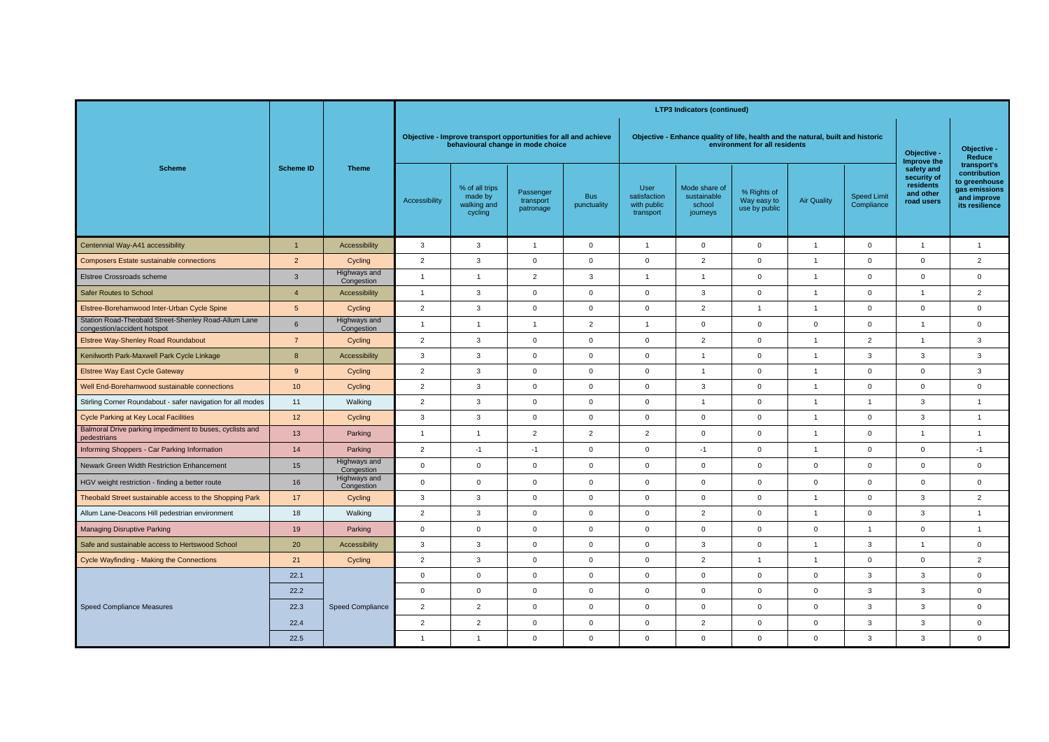| Scheme | Scheme ID | Theme | LTP3 Indicators (continued) | | | | | | | | | | |
|---|---|---|---|---|---|---|---|---|---|---|---|---|---|
| | | | Objective - Improve transport opportunities for all and achieve behavioural change in mode choice | | | | Objective - Enhance quality of life, health and the natural, built and historic environment for all residents | | | | | Objective - Improve the safety and security of residents and other road users | Objective - Reduce transport's contribution to greenhouse gas emissions and improve its resilience |
| | | | Accessibility | % of all trips made by walking and cycling | Passenger transport patronage | Bus punctuality | User satisfaction with public transport | Mode share of sustainable school journeys | % Rights of Way easy to use by public | Air Quality | Speed Limit Compliance | | |
| Centennial Way-A41 accessibility | 1 | Accessibility | 3 | 3 | 1 | 0 | 1 | 0 | 0 | 1 | 0 | 1 | 1 |
| Composers Estate sustainable connections | 2 | Cycling | 2 | 3 | 0 | 0 | 0 | 2 | 0 | 1 | 0 | 0 | 2 |
| Elstree Crossroads scheme | 3 | Highways and Congestion | 1 | 1 | 2 | 3 | 1 | 1 | 0 | 1 | 0 | 0 | 0 |
| Safer Routes to School | 4 | Accessibility | 1 | 3 | 0 | 0 | 0 | 3 | 0 | 1 | 0 | 1 | 2 |
| Elstree-Borehamwood Inter-Urban Cycle Spine | 5 | Cycling | 2 | 3 | 0 | 0 | 0 | 2 | 1 | 1 | 0 | 0 | 0 |
| Station Road-Theobald Street-Shenley Road-Allum Lane congestion/accident hotspot | 6 | Highways and Congestion | 1 | 1 | 1 | 2 | 1 | 0 | 0 | 0 | 0 | 1 | 0 |
| Elstree Way-Shenley Road Roundabout | 7 | Cycling | 2 | 3 | 0 | 0 | 0 | 2 | 0 | 1 | 2 | 1 | 3 |
| Kenilworth Park-Maxwell Park Cycle Linkage | 8 | Accessibility | 3 | 3 | 0 | 0 | 0 | 1 | 0 | 1 | 3 | 3 | 3 |
| Elstree Way East Cycle Gateway | 9 | Cycling | 2 | 3 | 0 | 0 | 0 | 1 | 0 | 1 | 0 | 0 | 3 |
| Well End-Borehamwood sustainable connections | 10 | Cycling | 2 | 3 | 0 | 0 | 0 | 3 | 0 | 1 | 0 | 0 | 0 |
| Stirling Corner Roundabout - safer navigation for all modes | 11 | Walking | 2 | 3 | 0 | 0 | 0 | 1 | 0 | 1 | 1 | 3 | 1 |
| Cycle Parking at Key Local Facilities | 12 | Cycling | 3 | 3 | 0 | 0 | 0 | 0 | 0 | 1 | 0 | 3 | 1 |
| Balmoral Drive parking impediment to buses, cyclists and pedestrians | 13 | Parking | 1 | 1 | 2 | 2 | 2 | 0 | 0 | 1 | 0 | 1 | 1 |
| Informing Shoppers - Car Parking Information | 14 | Parking | 2 | -1 | -1 | 0 | 0 | -1 | 0 | 1 | 0 | 0 | -1 |
| Newark Green Width Restriction Enhancement | 15 | Highways and Congestion | 0 | 0 | 0 | 0 | 0 | 0 | 0 | 0 | 0 | 0 | 0 |
| HGV weight restriction - finding a better route | 16 | Highways and Congestion | 0 | 0 | 0 | 0 | 0 | 0 | 0 | 0 | 0 | 0 | 0 |
| Theobald Street sustainable access to the Shopping Park | 17 | Cycling | 3 | 3 | 0 | 0 | 0 | 0 | 0 | 1 | 0 | 3 | 2 |
| Allum Lane-Deacons Hill pedestrian environment | 18 | Walking | 2 | 3 | 0 | 0 | 0 | 2 | 0 | 1 | 0 | 3 | 1 |
| Managing Disruptive Parking | 19 | Parking | 0 | 0 | 0 | 0 | 0 | 0 | 0 | 0 | 1 | 0 | 1 |
| Safe and sustainable access to Hertswood School | 20 | Accessibility | 3 | 3 | 0 | 0 | 0 | 3 | 0 | 1 | 3 | 1 | 0 |
| Cycle Wayfinding - Making the Connections | 21 | Cycling | 2 | 3 | 0 | 0 | 0 | 2 | 1 | 1 | 0 | 0 | 2 |
| Speed Compliance Measures | 22.1 | Speed Compliance | 0 | 0 | 0 | 0 | 0 | 0 | 0 | 0 | 3 | 3 | 0 |
| | 22.2 | | 0 | 0 | 0 | 0 | 0 | 0 | 0 | 0 | 3 | 3 | 0 |
| | 22.3 | | 2 | 2 | 0 | 0 | 0 | 0 | 0 | 0 | 3 | 3 | 0 |
| | 22.4 | | 2 | 2 | 0 | 0 | 0 | 2 | 0 | 0 | 3 | 3 | 0 |
| | 22.5 | | 1 | 1 | 0 | 0 | 0 | 0 | 0 | 0 | 3 | 3 | 0 |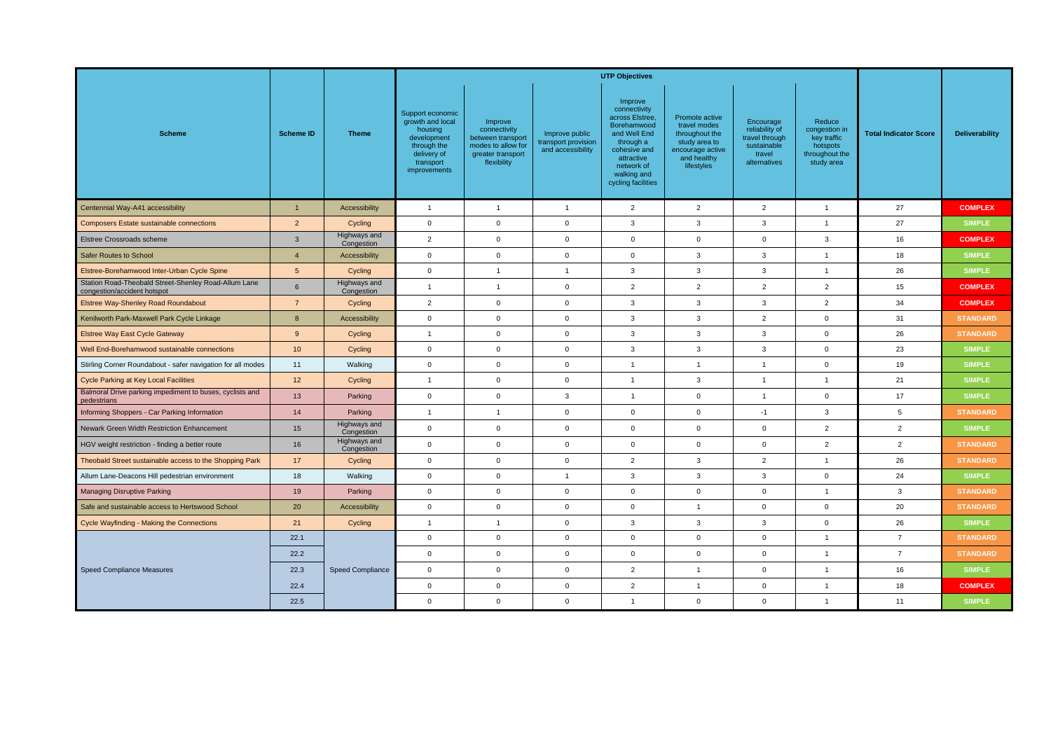| Scheme | Scheme ID | Theme | UTP Objectives | | | | | | | Total Indicator Score | Deliverability |
|---|---|---|---|---|---|---|---|---|---|---|---|
| | | | Support economic growth and local housing development through the delivery of transport improvements | Improve connectivity between transport modes to allow for greater transport flexibility | Improve public transport provision and accessibility | Improve connectivity across Elstree, Borehamwood and Well End through a cohesive and attractive network of walking and cycling facilities | Promote active travel modes throughout the study area to encourage active and healthy lifestyles | Encourage reliability of travel through sustainable travel alternatives | Reduce congestion in key traffic hotspots throughout the study area | | |
| Centennial Way-A41 accessibility | 1 | Accessibility | 1 | 1 | 1 | 2 | 2 | 2 | 1 | 27 | COMPLEX |
| Composers Estate sustainable connections | 2 | Cycling | 0 | 0 | 0 | 3 | 3 | 3 | 1 | 27 | SIMPLE |
| Elstree Crossroads scheme | 3 | Highways and Congestion | 2 | 0 | 0 | 0 | 0 | 0 | 3 | 16 | COMPLEX |
| Safer Routes to School | 4 | Accessibility | 0 | 0 | 0 | 0 | 3 | 3 | 1 | 18 | SIMPLE |
| Elstree-Borehamwood Inter-Urban Cycle Spine | 5 | Cycling | 0 | 1 | 1 | 3 | 3 | 3 | 1 | 26 | SIMPLE |
| Station Road-Theobald Street-Shenley Road-Allum Lane congestion/accident hotspot | 6 | Highways and Congestion | 1 | 1 | 0 | 2 | 2 | 2 | 2 | 15 | COMPLEX |
| Elstree Way-Shenley Road Roundabout | 7 | Cycling | 2 | 0 | 0 | 3 | 3 | 3 | 2 | 34 | COMPLEX |
| Kenilworth Park-Maxwell Park Cycle Linkage | 8 | Accessibility | 0 | 0 | 0 | 3 | 3 | 2 | 0 | 31 | STANDARD |
| Elstree Way East Cycle Gateway | 9 | Cycling | 1 | 0 | 0 | 3 | 3 | 3 | 0 | 26 | STANDARD |
| Well End-Borehamwood sustainable connections | 10 | Cycling | 0 | 0 | 0 | 3 | 3 | 3 | 0 | 23 | SIMPLE |
| Stirling Corner Roundabout - safer navigation for all modes | 11 | Walking | 0 | 0 | 0 | 1 | 1 | 1 | 0 | 19 | SIMPLE |
| Cycle Parking at Key Local Facilities | 12 | Cycling | 1 | 0 | 0 | 1 | 3 | 1 | 1 | 21 | SIMPLE |
| Balmoral Drive parking impediment to buses, cyclists and pedestrians | 13 | Parking | 0 | 0 | 3 | 1 | 0 | 1 | 0 | 17 | SIMPLE |
| Informing Shoppers - Car Parking Information | 14 | Parking | 1 | 1 | 0 | 0 | 0 | -1 | 3 | 5 | STANDARD |
| Newark Green Width Restriction Enhancement | 15 | Highways and Congestion | 0 | 0 | 0 | 0 | 0 | 0 | 2 | 2 | SIMPLE |
| HGV weight restriction - finding a better route | 16 | Highways and Congestion | 0 | 0 | 0 | 0 | 0 | 0 | 2 | 2 | STANDARD |
| Theobald Street sustainable access to the Shopping Park | 17 | Cycling | 0 | 0 | 0 | 2 | 3 | 2 | 1 | 26 | STANDARD |
| Allum Lane-Deacons Hill pedestrian environment | 18 | Walking | 0 | 0 | 1 | 3 | 3 | 3 | 0 | 24 | SIMPLE |
| Managing Disruptive Parking | 19 | Parking | 0 | 0 | 0 | 0 | 0 | 0 | 1 | 3 | STANDARD |
| Safe and sustainable access to Hertswood School | 20 | Accessibility | 0 | 0 | 0 | 0 | 1 | 0 | 0 | 20 | STANDARD |
| Cycle Wayfinding - Making the Connections | 21 | Cycling | 1 | 1 | 0 | 3 | 3 | 3 | 0 | 26 | SIMPLE |
| Speed Compliance Measures | 22.1 | Speed Compliance | 0 | 0 | 0 | 0 | 0 | 0 | 1 | 7 | STANDARD |
| | 22.2 | | 0 | 0 | 0 | 0 | 0 | 0 | 1 | 7 | STANDARD |
| | 22.3 | | 0 | 0 | 0 | 2 | 1 | 0 | 1 | 16 | SIMPLE |
| | 22.4 | | 0 | 0 | 0 | 2 | 1 | 0 | 1 | 18 | COMPLEX |
| | 22.5 | | 0 | 0 | 0 | 1 | 0 | 0 | 1 | 11 | SIMPLE |